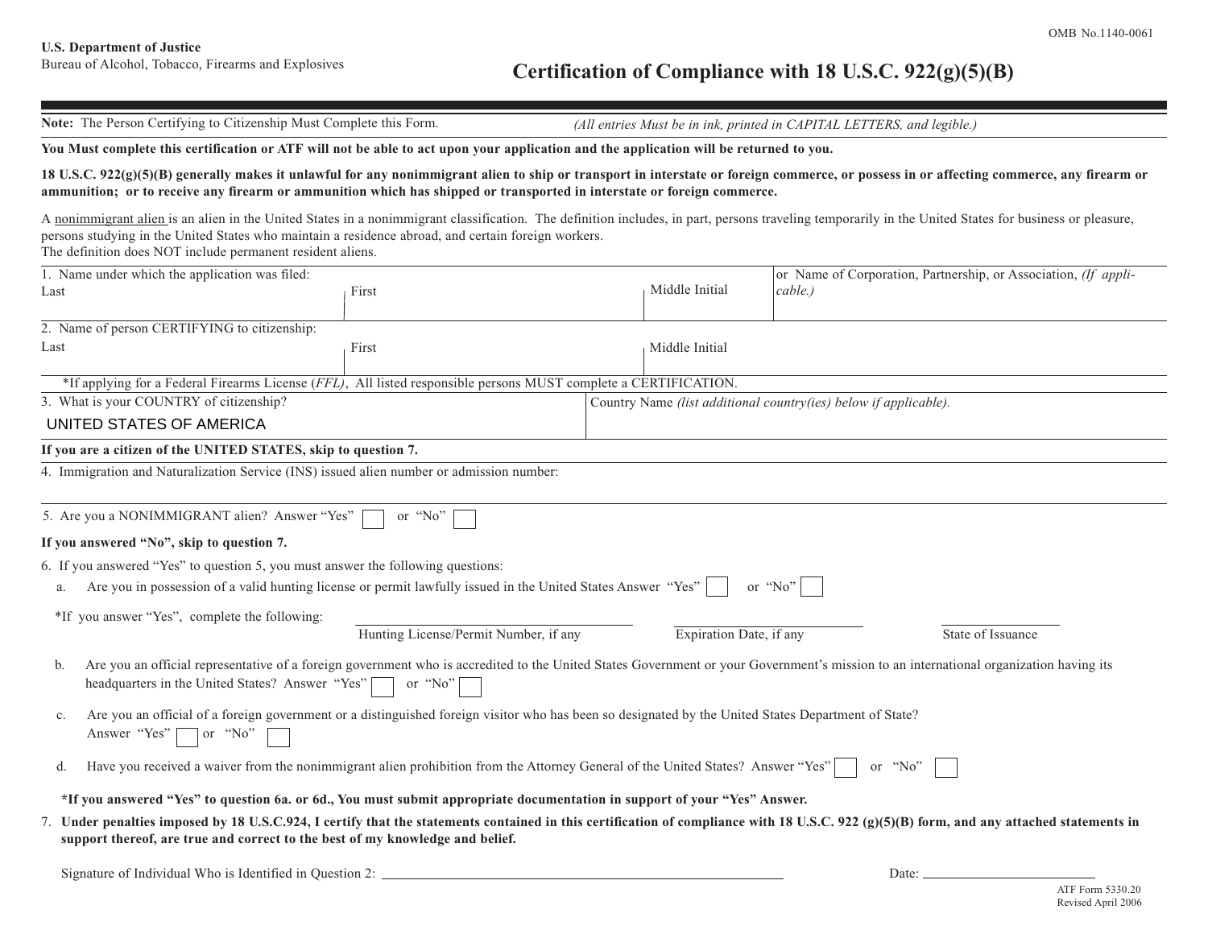OMB No.1140-0061

**U.S. Department of Justice**
Bureau of Alcohol, Tobacco, Firearms and Explosives

# Certification of Compliance with 18 U.S.C. 922(g)(5)(B)

**Note:** The Person Certifying to Citizenship Must Complete this Form. *(All entries Must be in ink, printed in CAPITAL LETTERS, and legible.)*

**You Must complete this certification or ATF will not be able to act upon your application and the application will be returned to you.**

**18 U.S.C. 922(g)(5)(B) generally makes it unlawful for any nonimmigrant alien to ship or transport in interstate or foreign commerce, or possess in or affecting commerce, any firearm or ammunition; or to receive any firearm or ammunition which has shipped or transported in interstate or foreign commerce.**

A nonimmigrant alien is an alien in the United States in a nonimmigrant classification. The definition includes, in part, persons traveling temporarily in the United States for business or pleasure, persons studying in the United States who maintain a residence abroad, and certain foreign workers.
The definition does NOT include permanent resident aliens.

1. Name under which the application was filed:

| Last | First | Middle Initial | or Name of Corporation, Partnership, or Association, *(If applicable.)* |
|---|---|---|---|
| | | | |

2. Name of person CERTIFYING to citizenship:

| Last | First | Middle Initial |
|---|---|---|
| | | |

*If applying for a Federal Firearms License (*FFL*), All listed responsible persons MUST complete a CERTIFICATION.

3. What is your COUNTRY of citizenship?

UNITED STATES OF AMERICA

Country Name *(list additional country(ies) below if applicable).*

**If you are a citizen of the UNITED STATES, skip to question 7.**

4. Immigration and Naturalization Service (INS) issued alien number or admission number:

5. Are you a NONIMMIGRANT alien? Answer "Yes" ☐ or "No" ☐

**If you answered "No", skip to question 7.**

6. If you answered "Yes" to question 5, you must answer the following questions:

a. Are you in possession of a valid hunting license or permit lawfully issued in the United States Answer "Yes" ☐ or "No" ☐

*If you answer "Yes", complete the following:

| Hunting License/Permit Number, if any | Expiration Date, if any | State of Issuance |
|---|---|---|
| | | |

b. Are you an official representative of a foreign government who is accredited to the United States Government or your Government's mission to an international organization having its headquarters in the United States? Answer "Yes" ☐ or "No" ☐

c. Are you an official of a foreign government or a distinguished foreign visitor who has been so designated by the United States Department of State? Answer "Yes" ☐ or "No" ☐

d. Have you received a waiver from the nonimmigrant alien prohibition from the Attorney General of the United States? Answer "Yes" ☐ or "No" ☐

**\*If you answered "Yes" to question 6a. or 6d., You must submit appropriate documentation in support of your "Yes" Answer.**

7. **Under penalties imposed by 18 U.S.C.924, I certify that the statements contained in this certification of compliance with 18 U.S.C. 922 (g)(5)(B) form, and any attached statements in support thereof, are true and correct to the best of my knowledge and belief.**

Signature of Individual Who is Identified in Question 2: ______________________ Date: ______________

ATF Form 5330.20
Revised April 2006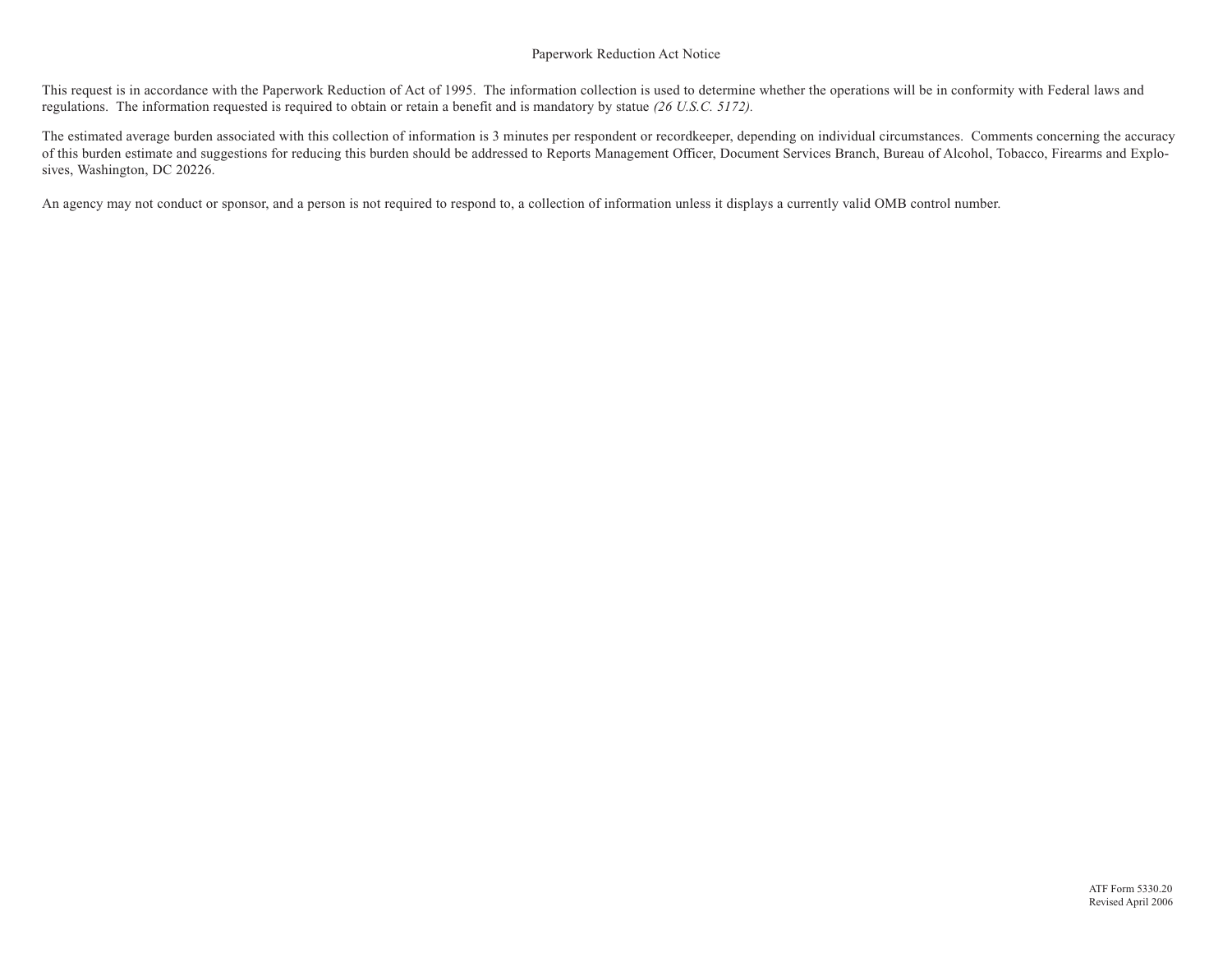## Paperwork Reduction Act Notice

This request is in accordance with the Paperwork Reduction of Act of 1995. The information collection is used to determine whether the operations will be in conformity with Federal laws and regulations. The information requested is required to obtain or retain a benefit and is mandatory by statue *(26 U.S.C. 5172).*

The estimated average burden associated with this collection of information is 3 minutes per respondent or recordkeeper, depending on individual circumstances. Comments concerning the accuracy of this burden estimate and suggestions for reducing this burden should be addressed to Reports Management Officer, Document Services Branch, Bureau of Alcohol, Tobacco, Firearms and Explosives, Washington, DC 20226.

An agency may not conduct or sponsor, and a person is not required to respond to, a collection of information unless it displays a currently valid OMB control number.

ATF Form 5330.20
Revised April 2006